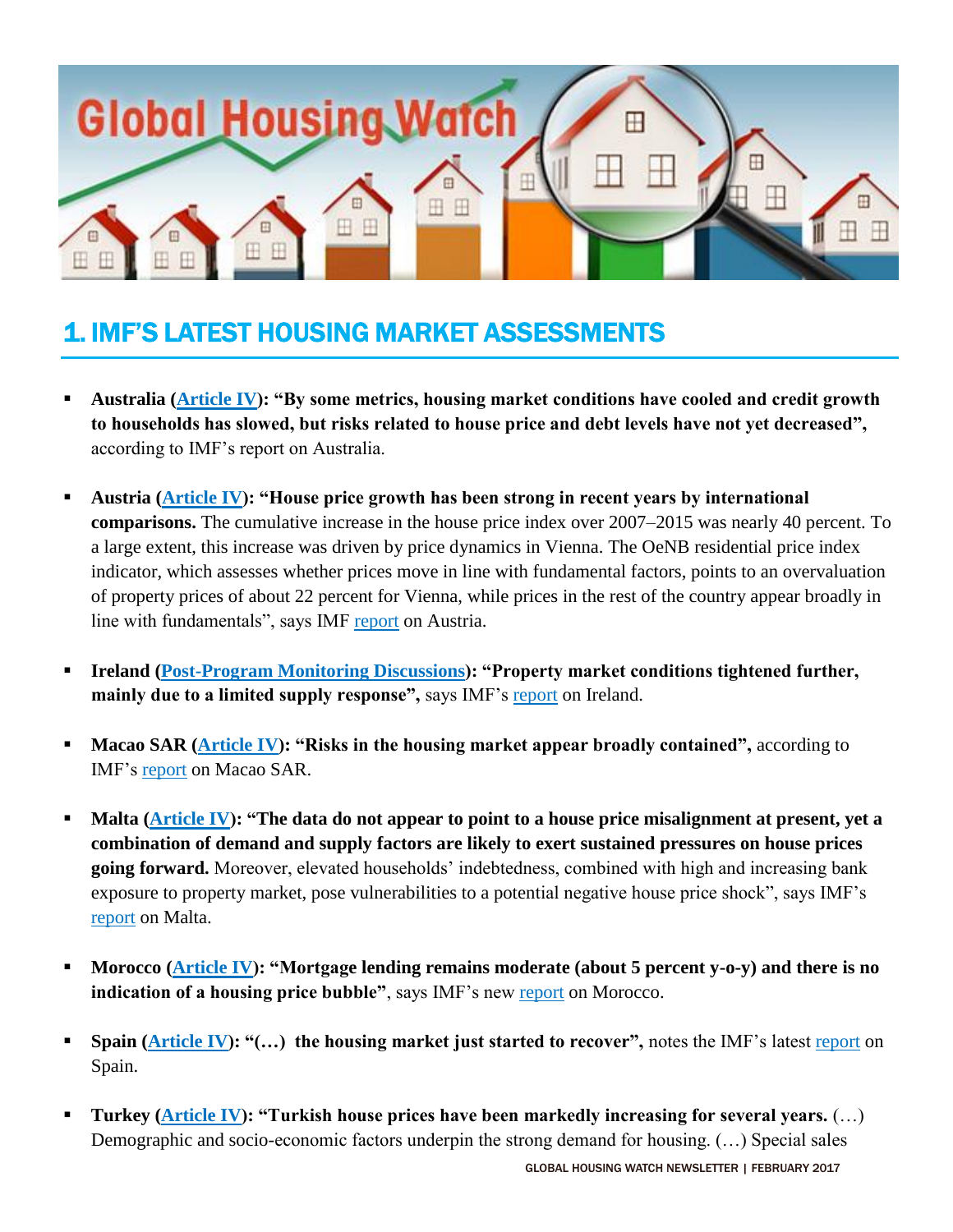# 1. IMF'S LATEST HOUSING MARKET ASSESSMENTS

- **Australia (Article IV): "By some metrics, housing market conditions have cooled and credit growth to households has slowed, but risks related to house price and debt levels have not yet decreased",** according to IMF's report on Australia.

- **Austria (Article IV): "House price growth has been strong in recent years by international comparisons.** The cumulative increase in the house price index over 2007–2015 was nearly 40 percent. To a large extent, this increase was driven by price dynamics in Vienna. The OeNB residential price index indicator, which assesses whether prices move in line with fundamental factors, points to an overvaluation of property prices of about 22 percent for Vienna, while prices in the rest of the country appear broadly in line with fundamentals", says IMF report on Austria.

- **Ireland (Post-Program Monitoring Discussions): "Property market conditions tightened further, mainly due to a limited supply response",** says IMF's report on Ireland.

- **Macao SAR (Article IV): "Risks in the housing market appear broadly contained",** according to IMF's report on Macao SAR.

- **Malta (Article IV): "The data do not appear to point to a house price misalignment at present, yet a combination of demand and supply factors are likely to exert sustained pressures on house prices going forward.** Moreover, elevated households' indebtedness, combined with high and increasing bank exposure to property market, pose vulnerabilities to a potential negative house price shock", says IMF's report on Malta.

- **Morocco (Article IV): "Mortgage lending remains moderate (about 5 percent y-o-y) and there is no indication of a housing price bubble"**, says IMF's new report on Morocco.

- **Spain (Article IV): "(…) the housing market just started to recover",** notes the IMF's latest report on Spain.

- **Turkey (Article IV): "Turkish house prices have been markedly increasing for several years.** (…) Demographic and socio-economic factors underpin the strong demand for housing. (…) Special sales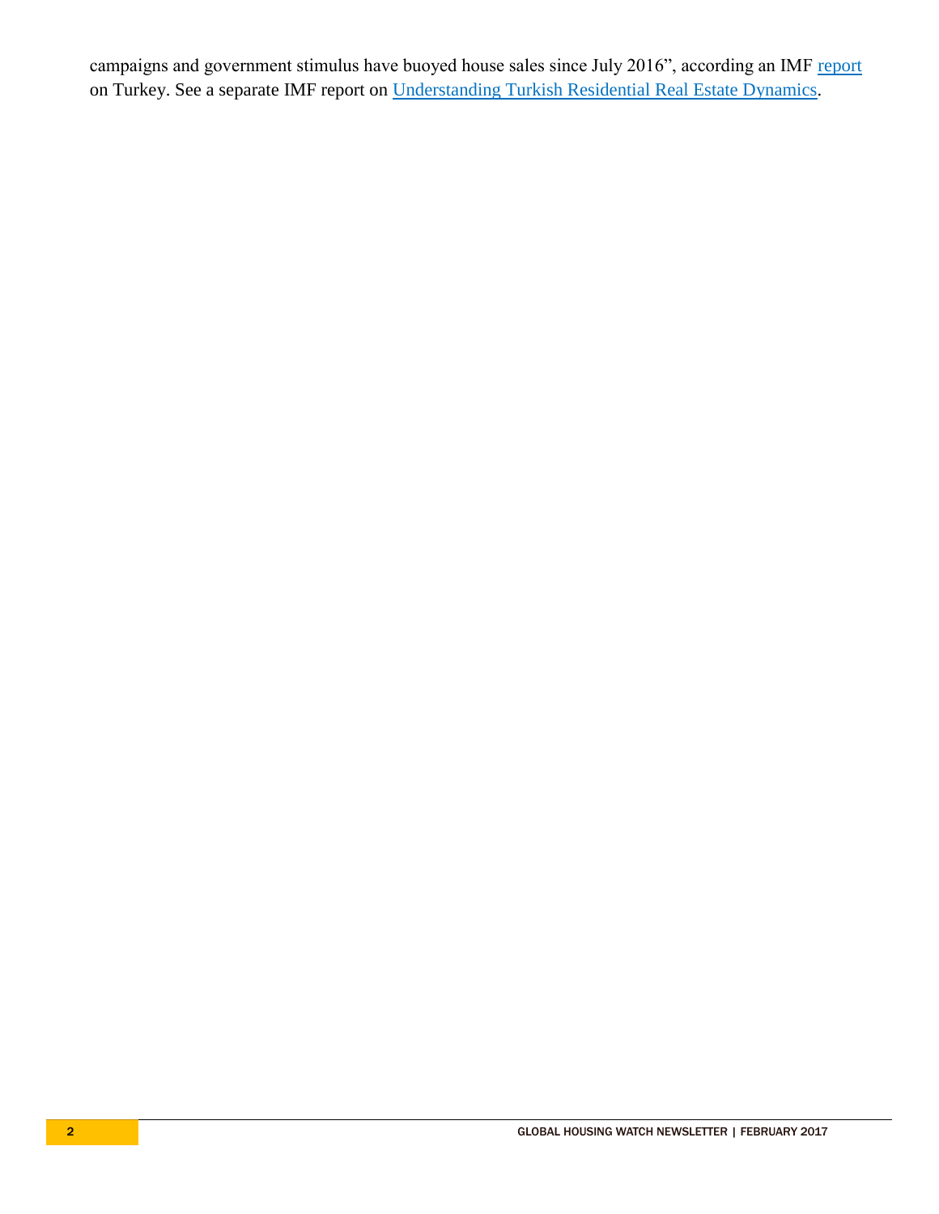campaigns and government stimulus have buoyed house sales since July 2016", according an IMF report on Turkey. See a separate IMF report on Understanding Turkish Residential Real Estate Dynamics.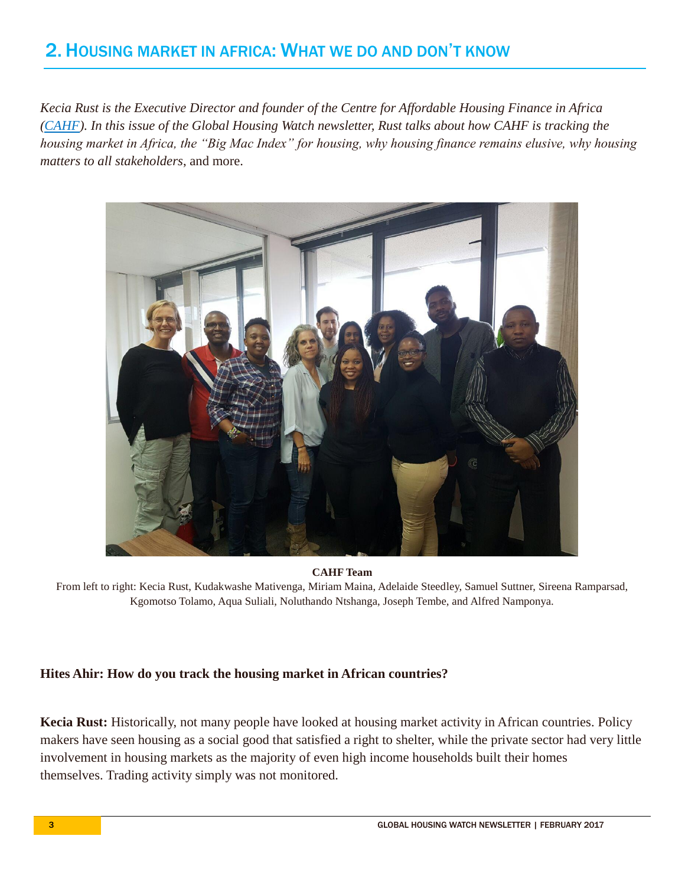## 2. Housing market in Africa: What we do and don't know

*Kecia Rust is the Executive Director and founder of the Centre for Affordable Housing Finance in Africa (CAHF). In this issue of the Global Housing Watch newsletter, Rust talks about how CAHF is tracking the housing market in Africa, the "Big Mac Index" for housing, why housing finance remains elusive, why housing matters to all stakeholders*, and more.

**CAHF Team**

From left to right: Kecia Rust, Kudakwashe Mativenga, Miriam Maina, Adelaide Steedley, Samuel Suttner, Sireena Ramparsad, Kgomotso Tolamo, Aqua Suliali, Noluthando Ntshanga, Joseph Tembe, and Alfred Namponya.

**Hites Ahir: How do you track the housing market in African countries?**

**Kecia Rust:** Historically, not many people have looked at housing market activity in African countries. Policy makers have seen housing as a social good that satisfied a right to shelter, while the private sector had very little involvement in housing markets as the majority of even high income households built their homes themselves. Trading activity simply was not monitored.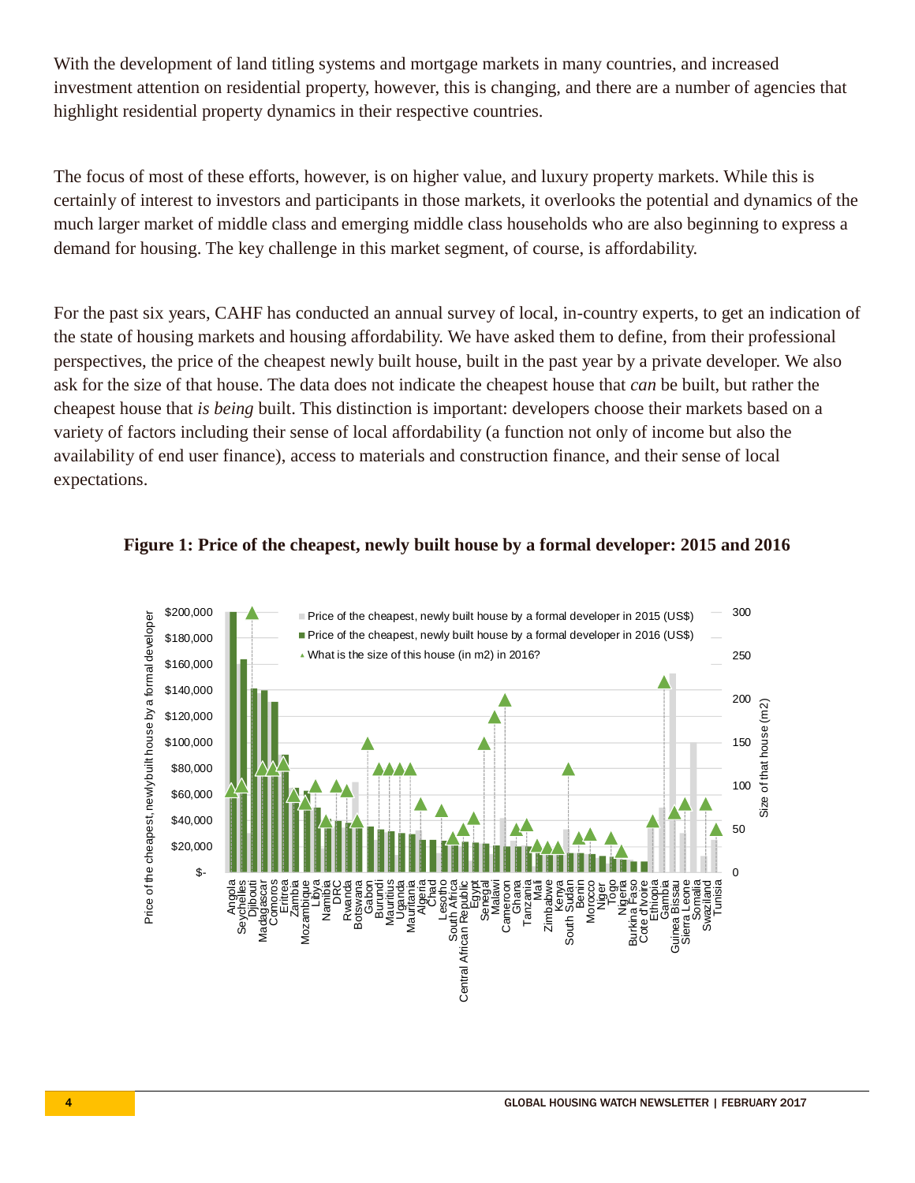With the development of land titling systems and mortgage markets in many countries, and increased investment attention on residential property, however, this is changing, and there are a number of agencies that highlight residential property dynamics in their respective countries.

The focus of most of these efforts, however, is on higher value, and luxury property markets. While this is certainly of interest to investors and participants in those markets, it overlooks the potential and dynamics of the much larger market of middle class and emerging middle class households who are also beginning to express a demand for housing. The key challenge in this market segment, of course, is affordability.

For the past six years, CAHF has conducted an annual survey of local, in-country experts, to get an indication of the state of housing markets and housing affordability. We have asked them to define, from their professional perspectives, the price of the cheapest newly built house, built in the past year by a private developer. We also ask for the size of that house. The data does not indicate the cheapest house that *can* be built, but rather the cheapest house that *is being* built. This distinction is important: developers choose their markets based on a variety of factors including their sense of local affordability (a function not only of income but also the availability of end user finance), access to materials and construction finance, and their sense of local expectations.

**Figure 1: Price of the cheapest, newly built house by a formal developer: 2015 and 2016**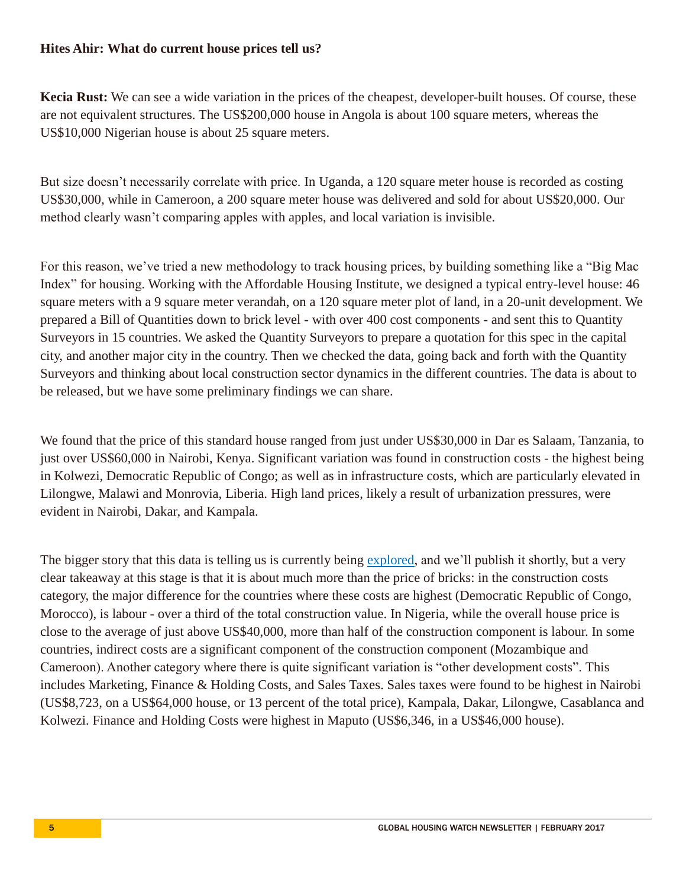**Hites Ahir: What do current house prices tell us?**

**Kecia Rust:** We can see a wide variation in the prices of the cheapest, developer-built houses. Of course, these are not equivalent structures. The US$200,000 house in Angola is about 100 square meters, whereas the US$10,000 Nigerian house is about 25 square meters.

But size doesn't necessarily correlate with price. In Uganda, a 120 square meter house is recorded as costing US$30,000, while in Cameroon, a 200 square meter house was delivered and sold for about US$20,000. Our method clearly wasn't comparing apples with apples, and local variation is invisible.

For this reason, we've tried a new methodology to track housing prices, by building something like a "Big Mac Index" for housing. Working with the Affordable Housing Institute, we designed a typical entry-level house: 46 square meters with a 9 square meter verandah, on a 120 square meter plot of land, in a 20-unit development. We prepared a Bill of Quantities down to brick level - with over 400 cost components - and sent this to Quantity Surveyors in 15 countries. We asked the Quantity Surveyors to prepare a quotation for this spec in the capital city, and another major city in the country. Then we checked the data, going back and forth with the Quantity Surveyors and thinking about local construction sector dynamics in the different countries. The data is about to be released, but we have some preliminary findings we can share.

We found that the price of this standard house ranged from just under US$30,000 in Dar es Salaam, Tanzania, to just over US$60,000 in Nairobi, Kenya. Significant variation was found in construction costs - the highest being in Kolwezi, Democratic Republic of Congo; as well as in infrastructure costs, which are particularly elevated in Lilongwe, Malawi and Monrovia, Liberia. High land prices, likely a result of urbanization pressures, were evident in Nairobi, Dakar, and Kampala.

The bigger story that this data is telling us is currently being explored, and we'll publish it shortly, but a very clear takeaway at this stage is that it is about much more than the price of bricks: in the construction costs category, the major difference for the countries where these costs are highest (Democratic Republic of Congo, Morocco), is labour - over a third of the total construction value. In Nigeria, while the overall house price is close to the average of just above US$40,000, more than half of the construction component is labour. In some countries, indirect costs are a significant component of the construction component (Mozambique and Cameroon). Another category where there is quite significant variation is "other development costs". This includes Marketing, Finance & Holding Costs, and Sales Taxes. Sales taxes were found to be highest in Nairobi (US$8,723, on a US$64,000 house, or 13 percent of the total price), Kampala, Dakar, Lilongwe, Casablanca and Kolwezi. Finance and Holding Costs were highest in Maputo (US$6,346, in a US$46,000 house).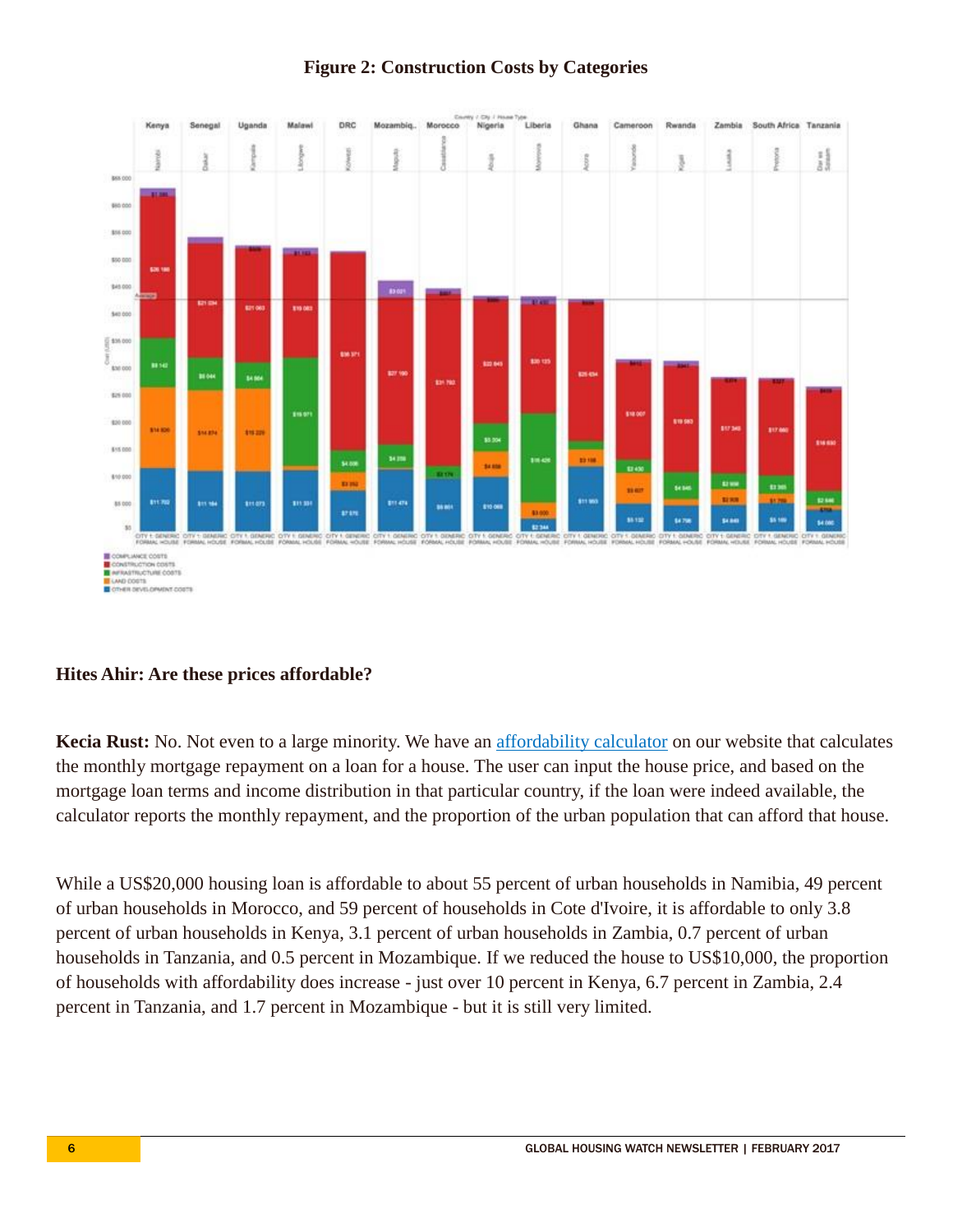**Figure 2: Construction Costs by Categories**

**Hites Ahir: Are these prices affordable?**

**Kecia Rust:** No. Not even to a large minority. We have an [affordability calculator]() on our website that calculates the monthly mortgage repayment on a loan for a house. The user can input the house price, and based on the mortgage loan terms and income distribution in that particular country, if the loan were indeed available, the calculator reports the monthly repayment, and the proportion of the urban population that can afford that house.

While a US$20,000 housing loan is affordable to about 55 percent of urban households in Namibia, 49 percent of urban households in Morocco, and 59 percent of households in Cote d'Ivoire, it is affordable to only 3.8 percent of urban households in Kenya, 3.1 percent of urban households in Zambia, 0.7 percent of urban households in Tanzania, and 0.5 percent in Mozambique. If we reduced the house to US$10,000, the proportion of households with affordability does increase - just over 10 percent in Kenya, 6.7 percent in Zambia, 2.4 percent in Tanzania, and 1.7 percent in Mozambique - but it is still very limited.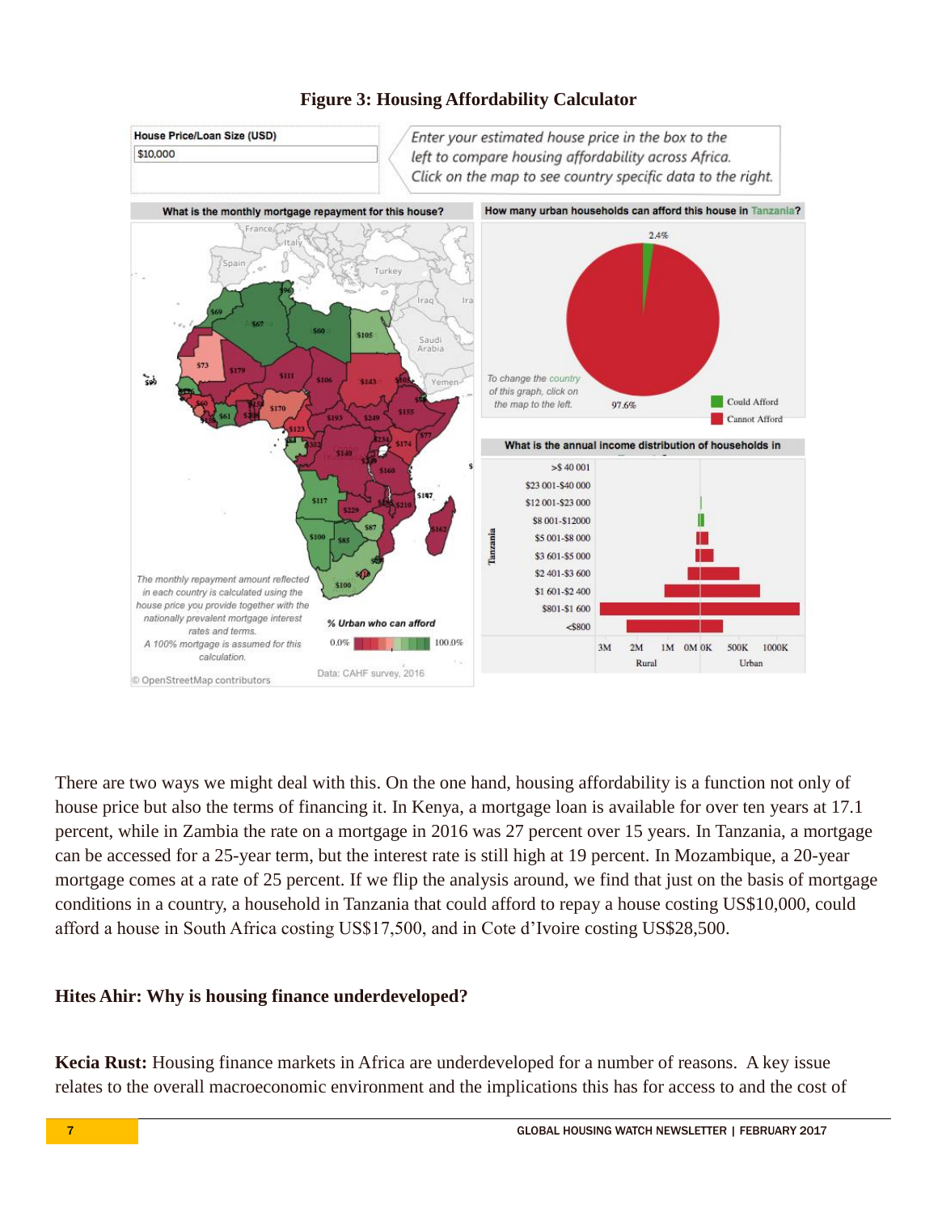**Figure 3: Housing Affordability Calculator**

There are two ways we might deal with this. On the one hand, housing affordability is a function not only of house price but also the terms of financing it. In Kenya, a mortgage loan is available for over ten years at 17.1 percent, while in Zambia the rate on a mortgage in 2016 was 27 percent over 15 years. In Tanzania, a mortgage can be accessed for a 25-year term, but the interest rate is still high at 19 percent. In Mozambique, a 20-year mortgage comes at a rate of 25 percent. If we flip the analysis around, we find that just on the basis of mortgage conditions in a country, a household in Tanzania that could afford to repay a house costing US$10,000, could afford a house in South Africa costing US$17,500, and in Cote d'Ivoire costing US$28,500.

**Hites Ahir: Why is housing finance underdeveloped?**

**Kecia Rust:** Housing finance markets in Africa are underdeveloped for a number of reasons. A key issue relates to the overall macroeconomic environment and the implications this has for access to and the cost of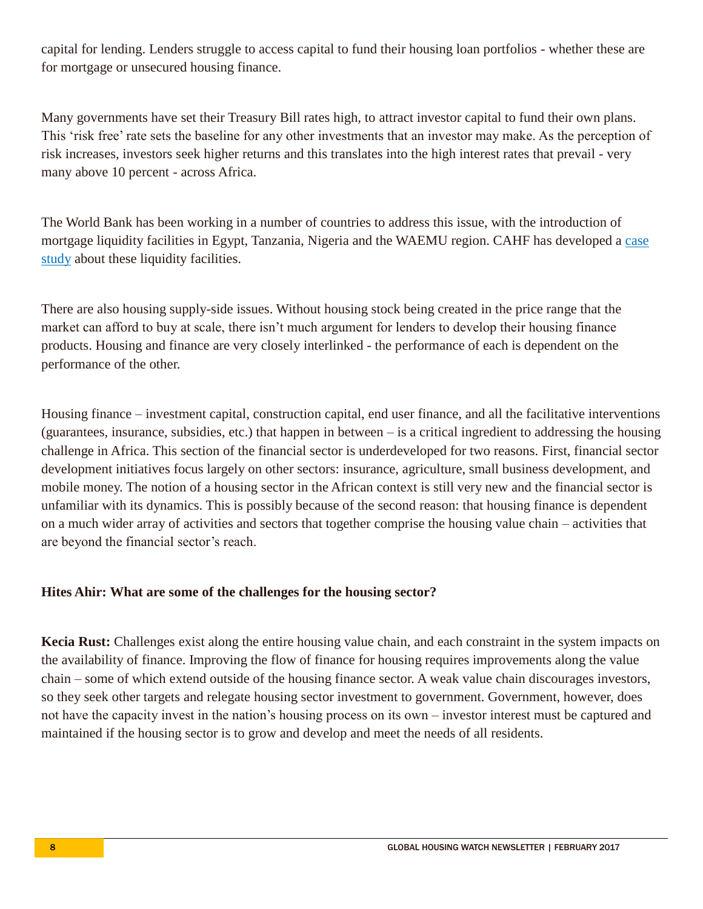capital for lending. Lenders struggle to access capital to fund their housing loan portfolios - whether these are for mortgage or unsecured housing finance.

Many governments have set their Treasury Bill rates high, to attract investor capital to fund their own plans. This 'risk free' rate sets the baseline for any other investments that an investor may make. As the perception of risk increases, investors seek higher returns and this translates into the high interest rates that prevail - very many above 10 percent - across Africa.

The World Bank has been working in a number of countries to address this issue, with the introduction of mortgage liquidity facilities in Egypt, Tanzania, Nigeria and the WAEMU region. CAHF has developed a case study about these liquidity facilities.

There are also housing supply-side issues. Without housing stock being created in the price range that the market can afford to buy at scale, there isn't much argument for lenders to develop their housing finance products. Housing and finance are very closely interlinked - the performance of each is dependent on the performance of the other.

Housing finance – investment capital, construction capital, end user finance, and all the facilitative interventions (guarantees, insurance, subsidies, etc.) that happen in between – is a critical ingredient to addressing the housing challenge in Africa. This section of the financial sector is underdeveloped for two reasons. First, financial sector development initiatives focus largely on other sectors: insurance, agriculture, small business development, and mobile money. The notion of a housing sector in the African context is still very new and the financial sector is unfamiliar with its dynamics. This is possibly because of the second reason: that housing finance is dependent on a much wider array of activities and sectors that together comprise the housing value chain – activities that are beyond the financial sector's reach.

**Hites Ahir: What are some of the challenges for the housing sector?**

**Kecia Rust:** Challenges exist along the entire housing value chain, and each constraint in the system impacts on the availability of finance. Improving the flow of finance for housing requires improvements along the value chain – some of which extend outside of the housing finance sector. A weak value chain discourages investors, so they seek other targets and relegate housing sector investment to government. Government, however, does not have the capacity invest in the nation's housing process on its own – investor interest must be captured and maintained if the housing sector is to grow and develop and meet the needs of all residents.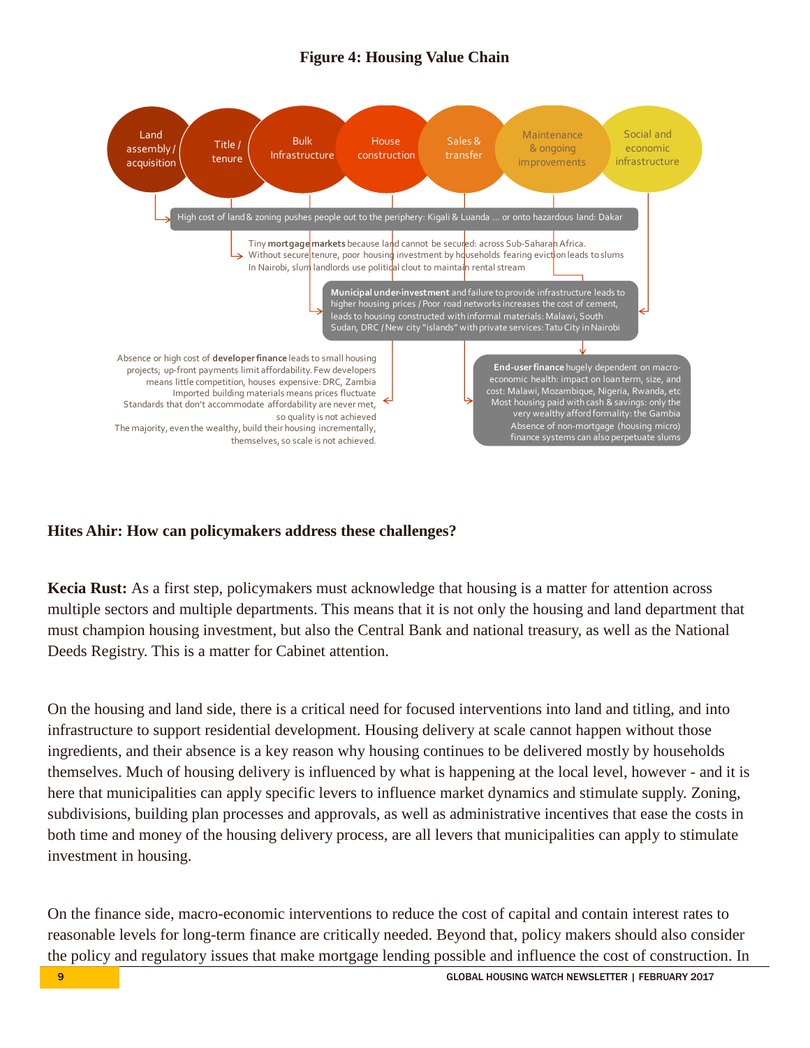**Figure 4: Housing Value Chain**

Land assembly / acquisition → Title / tenure → Bulk Infrastructure → House construction → Sales & transfer → Maintenance & ongoing improvements → Social and economic infrastructure

High cost of land & zoning pushes people out to the periphery: Kigali & Luanda … or onto hazardous land: Dakar

Tiny **mortgage markets** because land cannot be secured: across Sub-Saharan Africa.
Without secure tenure, poor housing investment by households fearing eviction leads to slums
In Nairobi, slum landlords use political clout to maintain rental stream

**Municipal under-investment** and failure to provide infrastructure leads to higher housing prices / Poor road networks increases the cost of cement, leads to housing constructed with informal materials: Malawi, South Sudan, DRC / New city "islands" with private services: Tatu City in Nairobi

Absence or high cost of **developer finance** leads to small housing projects; up-front payments limit affordability. Few developers means little competition, houses expensive: DRC, Zambia
Imported building materials means prices fluctuate
Standards that don't accommodate affordability are never met, so quality is not achieved
The majority, even the wealthy, build their housing incrementally, themselves, so scale is not achieved.

**End-user finance** hugely dependent on macro-economic health: impact on loan term, size, and cost: Malawi, Mozambique, Nigeria, Rwanda, etc
Most housing paid with cash & savings: only the very wealthy afford formality: the Gambia
Absence of non-mortgage (housing micro) finance systems can also perpetuate slums

**Hites Ahir: How can policymakers address these challenges?**

**Kecia Rust:** As a first step, policymakers must acknowledge that housing is a matter for attention across multiple sectors and multiple departments. This means that it is not only the housing and land department that must champion housing investment, but also the Central Bank and national treasury, as well as the National Deeds Registry. This is a matter for Cabinet attention.

On the housing and land side, there is a critical need for focused interventions into land and titling, and into infrastructure to support residential development. Housing delivery at scale cannot happen without those ingredients, and their absence is a key reason why housing continues to be delivered mostly by households themselves. Much of housing delivery is influenced by what is happening at the local level, however - and it is here that municipalities can apply specific levers to influence market dynamics and stimulate supply. Zoning, subdivisions, building plan processes and approvals, as well as administrative incentives that ease the costs in both time and money of the housing delivery process, are all levers that municipalities can apply to stimulate investment in housing.

On the finance side, macro-economic interventions to reduce the cost of capital and contain interest rates to reasonable levels for long-term finance are critically needed. Beyond that, policy makers should also consider the policy and regulatory issues that make mortgage lending possible and influence the cost of construction. In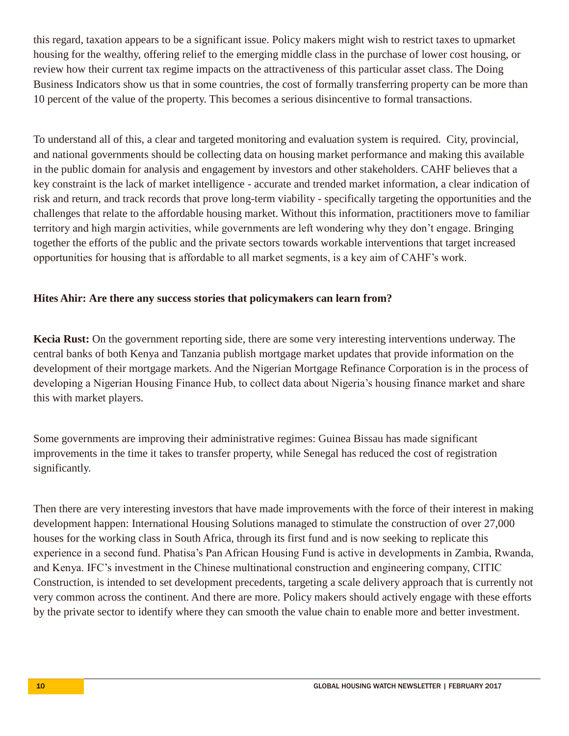this regard, taxation appears to be a significant issue. Policy makers might wish to restrict taxes to upmarket housing for the wealthy, offering relief to the emerging middle class in the purchase of lower cost housing, or review how their current tax regime impacts on the attractiveness of this particular asset class. The Doing Business Indicators show us that in some countries, the cost of formally transferring property can be more than 10 percent of the value of the property. This becomes a serious disincentive to formal transactions.

To understand all of this, a clear and targeted monitoring and evaluation system is required. City, provincial, and national governments should be collecting data on housing market performance and making this available in the public domain for analysis and engagement by investors and other stakeholders. CAHF believes that a key constraint is the lack of market intelligence - accurate and trended market information, a clear indication of risk and return, and track records that prove long-term viability - specifically targeting the opportunities and the challenges that relate to the affordable housing market. Without this information, practitioners move to familiar territory and high margin activities, while governments are left wondering why they don't engage. Bringing together the efforts of the public and the private sectors towards workable interventions that target increased opportunities for housing that is affordable to all market segments, is a key aim of CAHF's work.

**Hites Ahir: Are there any success stories that policymakers can learn from?**

**Kecia Rust:** On the government reporting side, there are some very interesting interventions underway. The central banks of both Kenya and Tanzania publish mortgage market updates that provide information on the development of their mortgage markets. And the Nigerian Mortgage Refinance Corporation is in the process of developing a Nigerian Housing Finance Hub, to collect data about Nigeria's housing finance market and share this with market players.

Some governments are improving their administrative regimes: Guinea Bissau has made significant improvements in the time it takes to transfer property, while Senegal has reduced the cost of registration significantly.

Then there are very interesting investors that have made improvements with the force of their interest in making development happen: International Housing Solutions managed to stimulate the construction of over 27,000 houses for the working class in South Africa, through its first fund and is now seeking to replicate this experience in a second fund. Phatisa's Pan African Housing Fund is active in developments in Zambia, Rwanda, and Kenya. IFC's investment in the Chinese multinational construction and engineering company, CITIC Construction, is intended to set development precedents, targeting a scale delivery approach that is currently not very common across the continent. And there are more. Policy makers should actively engage with these efforts by the private sector to identify where they can smooth the value chain to enable more and better investment.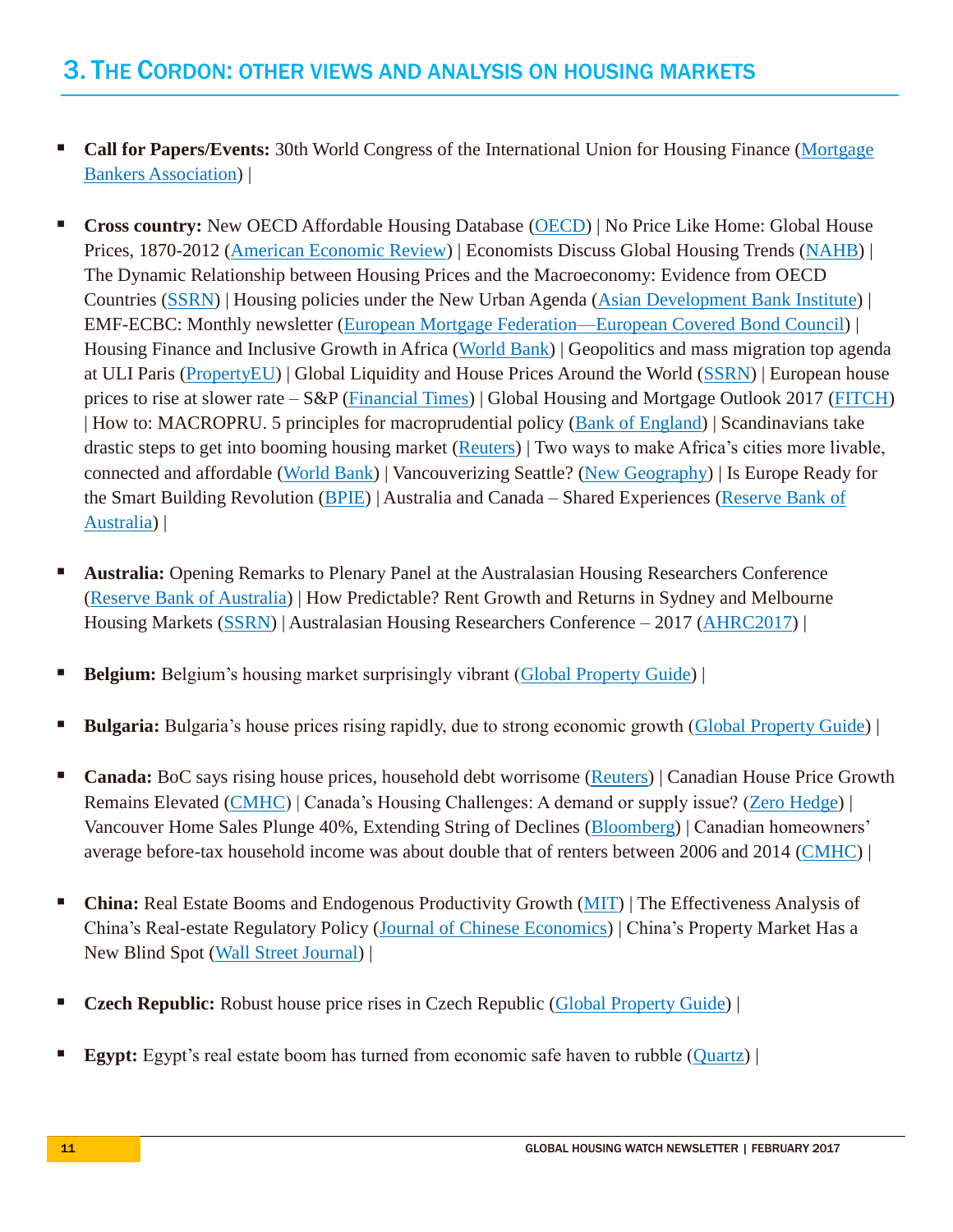## 3. The Cordon: other views and analysis on housing markets

- **Call for Papers/Events:** 30th World Congress of the International Union for Housing Finance (Mortgage Bankers Association) |

- **Cross country:** New OECD Affordable Housing Database (OECD) | No Price Like Home: Global House Prices, 1870-2012 (American Economic Review) | Economists Discuss Global Housing Trends (NAHB) | The Dynamic Relationship between Housing Prices and the Macroeconomy: Evidence from OECD Countries (SSRN) | Housing policies under the New Urban Agenda (Asian Development Bank Institute) | EMF-ECBC: Monthly newsletter (European Mortgage Federation—European Covered Bond Council) | Housing Finance and Inclusive Growth in Africa (World Bank) | Geopolitics and mass migration top agenda at ULI Paris (PropertyEU) | Global Liquidity and House Prices Around the World (SSRN) | European house prices to rise at slower rate – S&P (Financial Times) | Global Housing and Mortgage Outlook 2017 (FITCH) | How to: MACROPRU. 5 principles for macroprudential policy (Bank of England) | Scandinavians take drastic steps to get into booming housing market (Reuters) | Two ways to make Africa's cities more livable, connected and affordable (World Bank) | Vancouverizing Seattle? (New Geography) | Is Europe Ready for the Smart Building Revolution (BPIE) | Australia and Canada – Shared Experiences (Reserve Bank of Australia) |

- **Australia:** Opening Remarks to Plenary Panel at the Australasian Housing Researchers Conference (Reserve Bank of Australia) | How Predictable? Rent Growth and Returns in Sydney and Melbourne Housing Markets (SSRN) | Australasian Housing Researchers Conference – 2017 (AHRC2017) |

- **Belgium:** Belgium's housing market surprisingly vibrant (Global Property Guide) |

- **Bulgaria:** Bulgaria's house prices rising rapidly, due to strong economic growth (Global Property Guide) |

- **Canada:** BoC says rising house prices, household debt worrisome (Reuters) | Canadian House Price Growth Remains Elevated (CMHC) | Canada's Housing Challenges: A demand or supply issue? (Zero Hedge) | Vancouver Home Sales Plunge 40%, Extending String of Declines (Bloomberg) | Canadian homeowners' average before-tax household income was about double that of renters between 2006 and 2014 (CMHC) |

- **China:** Real Estate Booms and Endogenous Productivity Growth (MIT) | The Effectiveness Analysis of China's Real-estate Regulatory Policy (Journal of Chinese Economics) | China's Property Market Has a New Blind Spot (Wall Street Journal) |

- **Czech Republic:** Robust house price rises in Czech Republic (Global Property Guide) |

- **Egypt:** Egypt's real estate boom has turned from economic safe haven to rubble (Quartz) |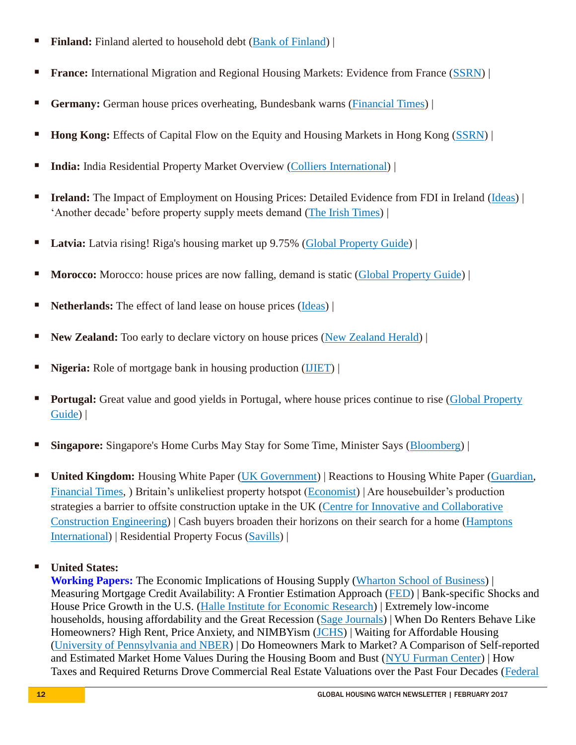- **Finland:** Finland alerted to household debt (Bank of Finland) |

- **France:** International Migration and Regional Housing Markets: Evidence from France (SSRN) |

- **Germany:** German house prices overheating, Bundesbank warns (Financial Times) |

- **Hong Kong:** Effects of Capital Flow on the Equity and Housing Markets in Hong Kong (SSRN) |

- **India:** India Residential Property Market Overview (Colliers International) |

- **Ireland:** The Impact of Employment on Housing Prices: Detailed Evidence from FDI in Ireland (Ideas) | 'Another decade' before property supply meets demand (The Irish Times) |

- **Latvia:** Latvia rising! Riga's housing market up 9.75% (Global Property Guide) |

- **Morocco:** Morocco: house prices are now falling, demand is static (Global Property Guide) |

- **Netherlands:** The effect of land lease on house prices (Ideas) |

- **New Zealand:** Too early to declare victory on house prices (New Zealand Herald) |

- **Nigeria:** Role of mortgage bank in housing production (IJIET) |

- **Portugal:** Great value and good yields in Portugal, where house prices continue to rise (Global Property Guide) |

- **Singapore:** Singapore's Home Curbs May Stay for Some Time, Minister Says (Bloomberg) |

- **United Kingdom:** Housing White Paper (UK Government) | Reactions to Housing White Paper (Guardian, Financial Times, ) Britain's unlikeliest property hotspot (Economist) | Are housebuilder's production strategies a barrier to offsite construction uptake in the UK (Centre for Innovative and Collaborative Construction Engineering) | Cash buyers broaden their horizons on their search for a home (Hamptons International) | Residential Property Focus (Savills) |

- **United States:**
  **Working Papers:** The Economic Implications of Housing Supply (Wharton School of Business) | Measuring Mortgage Credit Availability: A Frontier Estimation Approach (FED) | Bank-specific Shocks and House Price Growth in the U.S. (Halle Institute for Economic Research) | Extremely low-income households, housing affordability and the Great Recession (Sage Journals) | When Do Renters Behave Like Homeowners? High Rent, Price Anxiety, and NIMBYism (JCHS) | Waiting for Affordable Housing (University of Pennsylvania and NBER) | Do Homeowners Mark to Market? A Comparison of Self-reported and Estimated Market Home Values During the Housing Boom and Bust (NYU Furman Center) | How Taxes and Required Returns Drove Commercial Real Estate Valuations over the Past Four Decades (Federal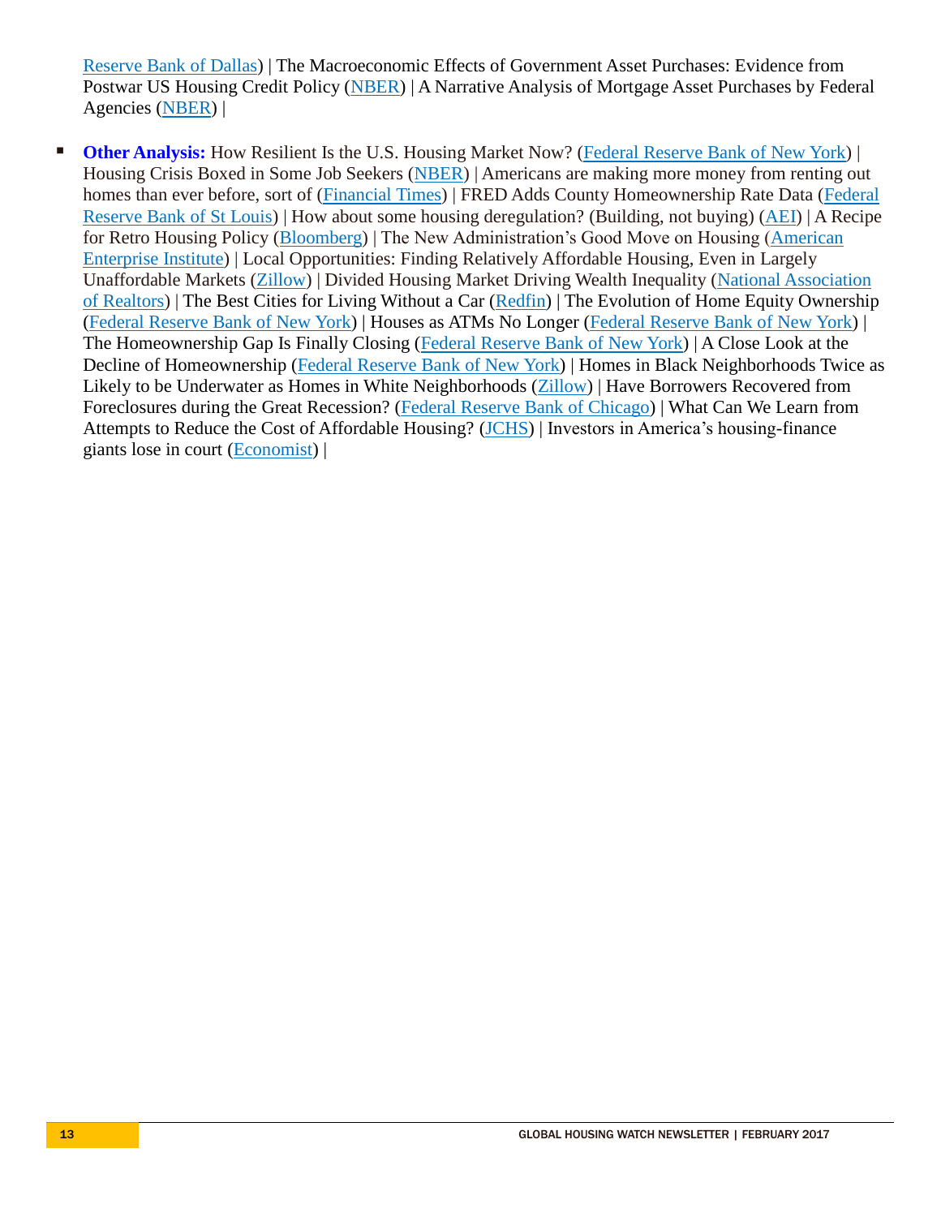Reserve Bank of Dallas) | The Macroeconomic Effects of Government Asset Purchases: Evidence from Postwar US Housing Credit Policy (NBER) | A Narrative Analysis of Mortgage Asset Purchases by Federal Agencies (NBER) |

- **Other Analysis:** How Resilient Is the U.S. Housing Market Now? (Federal Reserve Bank of New York) | Housing Crisis Boxed in Some Job Seekers (NBER) | Americans are making more money from renting out homes than ever before, sort of (Financial Times) | FRED Adds County Homeownership Rate Data (Federal Reserve Bank of St Louis) | How about some housing deregulation? (Building, not buying) (AEI) | A Recipe for Retro Housing Policy (Bloomberg) | The New Administration's Good Move on Housing (American Enterprise Institute) | Local Opportunities: Finding Relatively Affordable Housing, Even in Largely Unaffordable Markets (Zillow) | Divided Housing Market Driving Wealth Inequality (National Association of Realtors) | The Best Cities for Living Without a Car (Redfin) | The Evolution of Home Equity Ownership (Federal Reserve Bank of New York) | Houses as ATMs No Longer (Federal Reserve Bank of New York) | The Homeownership Gap Is Finally Closing (Federal Reserve Bank of New York) | A Close Look at the Decline of Homeownership (Federal Reserve Bank of New York) | Homes in Black Neighborhoods Twice as Likely to be Underwater as Homes in White Neighborhoods (Zillow) | Have Borrowers Recovered from Foreclosures during the Great Recession? (Federal Reserve Bank of Chicago) | What Can We Learn from Attempts to Reduce the Cost of Affordable Housing? (JCHS) | Investors in America's housing-finance giants lose in court (Economist) |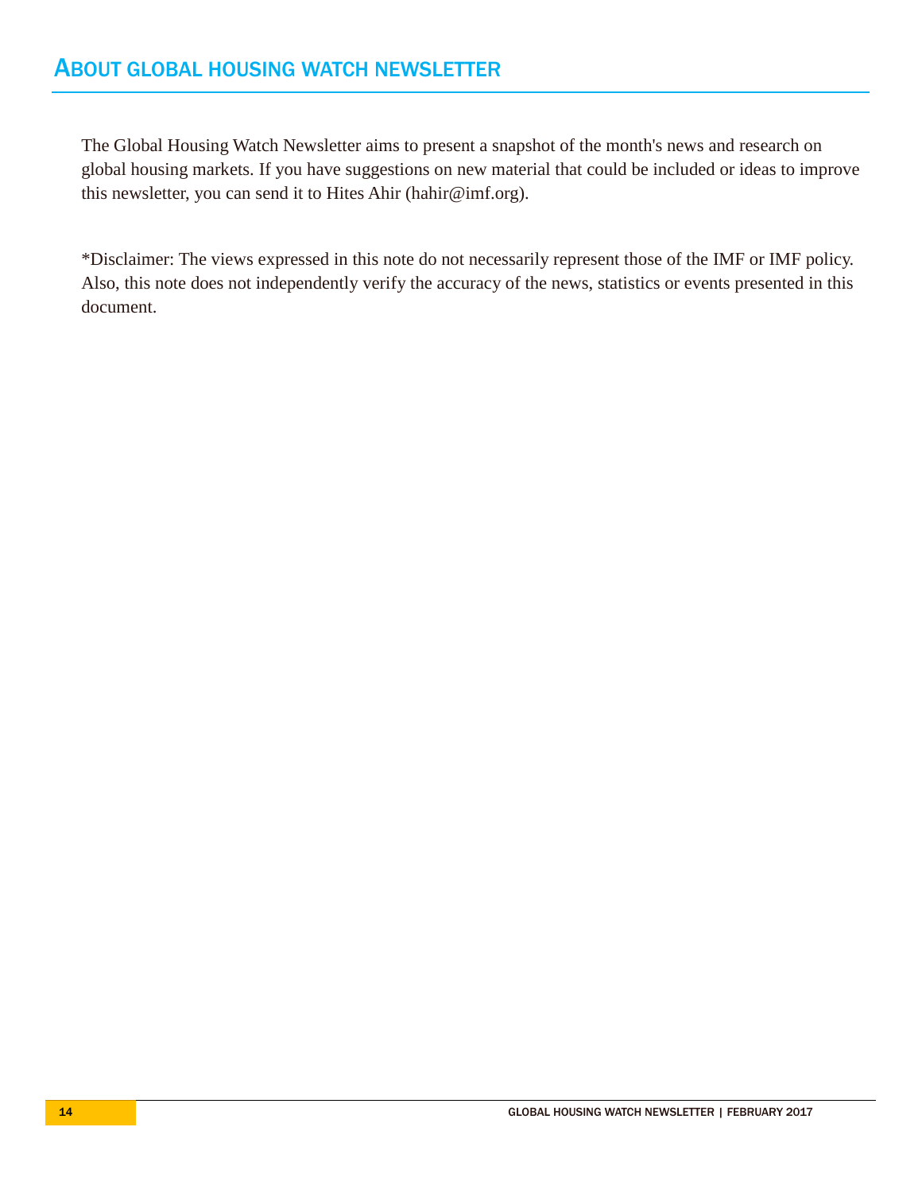## About Global Housing Watch Newsletter

The Global Housing Watch Newsletter aims to present a snapshot of the month's news and research on global housing markets. If you have suggestions on new material that could be included or ideas to improve this newsletter, you can send it to Hites Ahir (hahir@imf.org).

*Disclaimer: The views expressed in this note do not necessarily represent those of the IMF or IMF policy. Also, this note does not independently verify the accuracy of the news, statistics or events presented in this document.